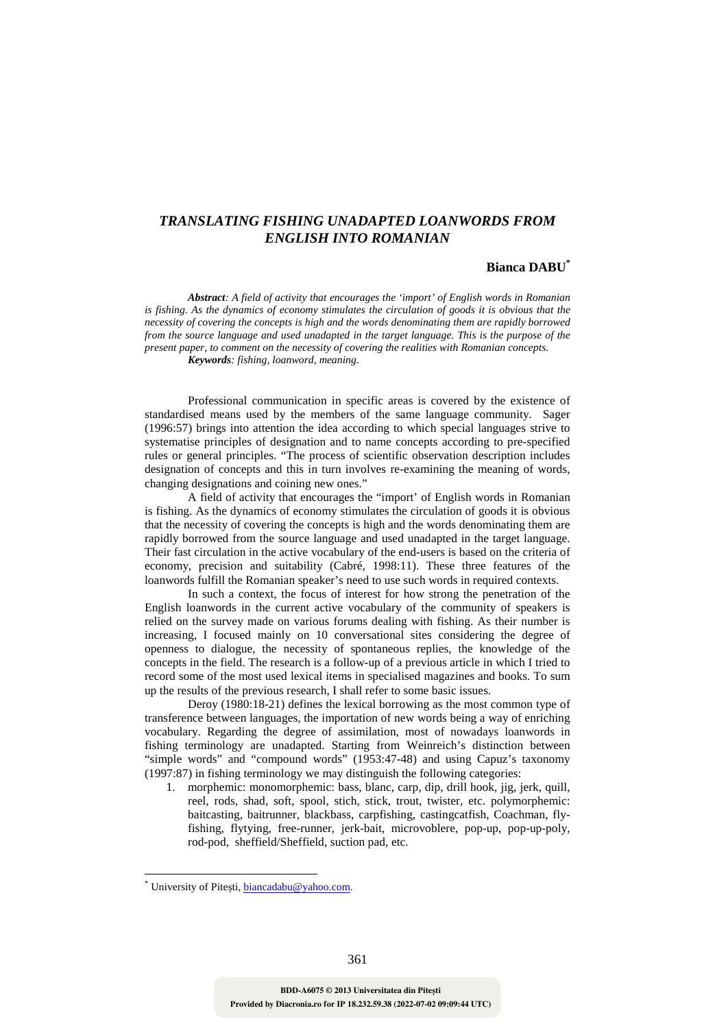# *TRANSLATING FISHING UNADAPTED LOANWORDS FROM ENGLISH INTO ROMANIAN*

**Bianca DABU**[*]

***Abstract**: A field of activity that encourages the 'import' of English words in Romanian is fishing. As the dynamics of economy stimulates the circulation of goods it is obvious that the necessity of covering the concepts is high and the words denominating them are rapidly borrowed from the source language and used unadapted in the target language. This is the purpose of the present paper, to comment on the necessity of covering the realities with Romanian concepts.*

***Keywords**: fishing, loanword, meaning.*

Professional communication in specific areas is covered by the existence of standardised means used by the members of the same language community. Sager (1996:57) brings into attention the idea according to which special languages strive to systematise principles of designation and to name concepts according to pre-specified rules or general principles. "The process of scientific observation description includes designation of concepts and this in turn involves re-examining the meaning of words, changing designations and coining new ones."

A field of activity that encourages the "import' of English words in Romanian is fishing. As the dynamics of economy stimulates the circulation of goods it is obvious that the necessity of covering the concepts is high and the words denominating them are rapidly borrowed from the source language and used unadapted in the target language. Their fast circulation in the active vocabulary of the end-users is based on the criteria of economy, precision and suitability (Cabré, 1998:11). These three features of the loanwords fulfill the Romanian speaker's need to use such words in required contexts.

In such a context, the focus of interest for how strong the penetration of the English loanwords in the current active vocabulary of the community of speakers is relied on the survey made on various forums dealing with fishing. As their number is increasing, I focused mainly on 10 conversational sites considering the degree of openness to dialogue, the necessity of spontaneous replies, the knowledge of the concepts in the field. The research is a follow-up of a previous article in which I tried to record some of the most used lexical items in specialised magazines and books. To sum up the results of the previous research, I shall refer to some basic issues.

Deroy (1980:18-21) defines the lexical borrowing as the most common type of transference between languages, the importation of new words being a way of enriching vocabulary. Regarding the degree of assimilation, most of nowadays loanwords in fishing terminology are unadapted. Starting from Weinreich's distinction between "simple words" and "compound words" (1953:47-48) and using Capuz's taxonomy (1997:87) in fishing terminology we may distinguish the following categories:

1. morphemic: monomorphemic: bass, blanc, carp, dip, drill hook, jig, jerk, quill, reel, rods, shad, soft, spool, stich, stick, trout, twister, etc. polymorphemic: baitcasting, baitrunner, blackbass, carpfishing, castingcatfish, Coachman, fly-fishing, flytying, free-runner, jerk-bait, microvoblere, pop-up, pop-up-poly, rod-pod, sheffield/Sheffield, suction pad, etc.

[*] University of Pitești, biancadabu@yahoo.com.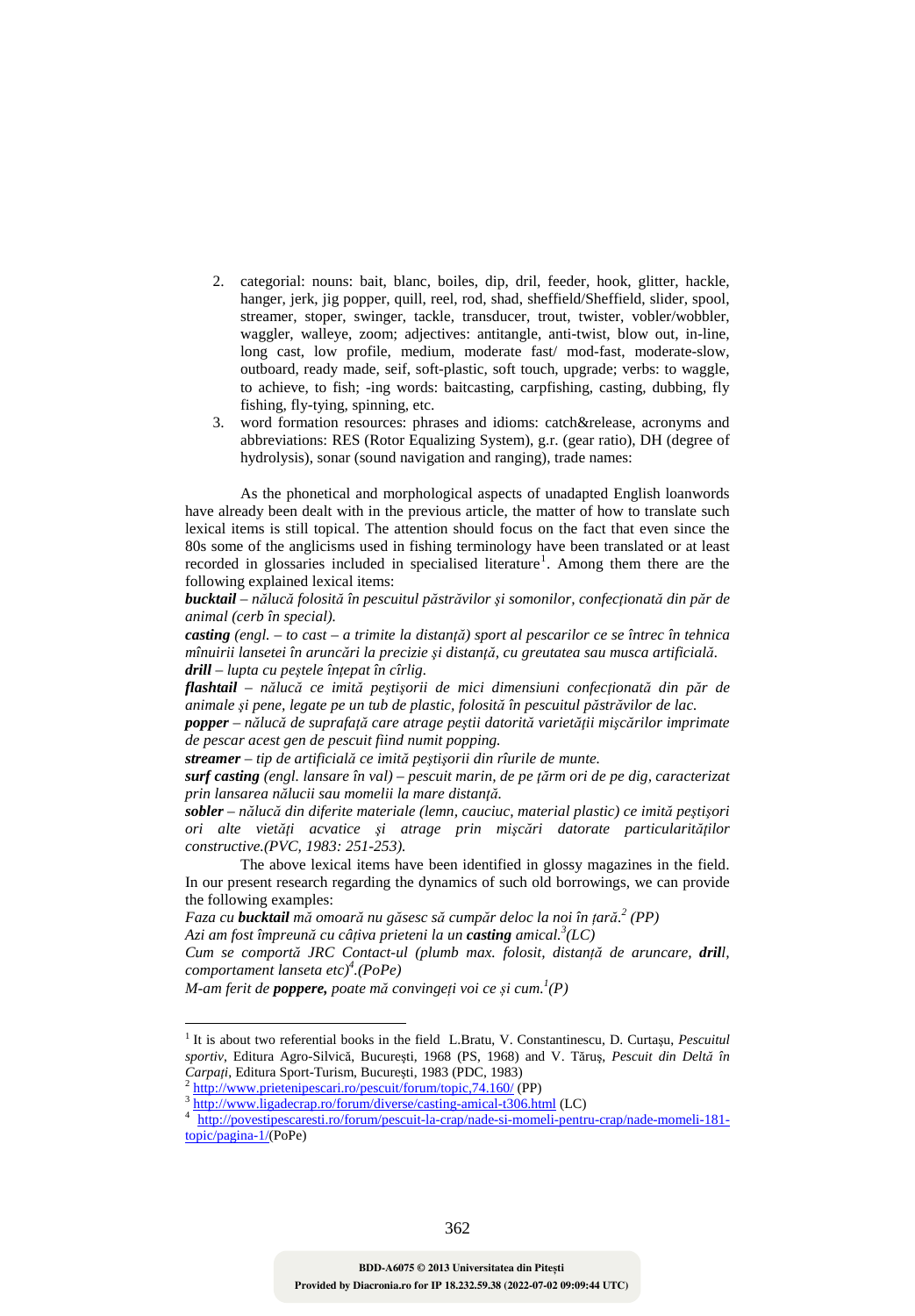2. categorial: nouns: bait, blanc, boiles, dip, dril, feeder, hook, glitter, hackle, hanger, jerk, jig popper, quill, reel, rod, shad, sheffield/Sheffield, slider, spool, streamer, stoper, swinger, tackle, transducer, trout, twister, vobler/wobbler, waggler, walleye, zoom; adjectives: antitangle, anti-twist, blow out, in-line, long cast, low profile, medium, moderate fast/ mod-fast, moderate-slow, outboard, ready made, seif, soft-plastic, soft touch, upgrade; verbs: to waggle, to achieve, to fish; -ing words: baitcasting, carpfishing, casting, dubbing, fly fishing, fly-tying, spinning, etc.
3. word formation resources: phrases and idioms: catch&release, acronyms and abbreviations: RES (Rotor Equalizing System), g.r. (gear ratio), DH (degree of hydrolysis), sonar (sound navigation and ranging), trade names:

As the phonetical and morphological aspects of unadapted English loanwords have already been dealt with in the previous article, the matter of how to translate such lexical items is still topical. The attention should focus on the fact that even since the 80s some of the anglicisms used in fishing terminology have been translated or at least recorded in glossaries included in specialised literature[1]. Among them there are the following explained lexical items:

***bucktail** – nălucă folosită în pescuitul păstrăvilor şi somonilor, confecţionată din păr de animal (cerb în special).*
***casting** (engl. – to cast – a trimite la distanţă) sport al pescarilor ce se întrec în tehnica mînuirii lansetei în aruncări la precizie şi distanţă, cu greutatea sau musca artificială.*
***drill** – lupta cu peştele înţepat în cîrlig.*
***flashtail** – nălucă ce imită peştişorii de mici dimensiuni confecţionată din păr de animale şi pene, legate pe un tub de plastic, folosită în pescuitul păstrăvilor de lac.*
***popper** – nălucă de suprafaţă care atrage peştii datorită varietăţii mişcărilor imprimate de pescar acest gen de pescuit fiind numit popping.*
***streamer** – tip de artificială ce imită peştişorii din rîurile de munte.*
***surf casting** (engl. lansare în val) – pescuit marin, de pe ţărm ori de pe dig, caracterizat prin lansarea nălucii sau momelii la mare distanţă.*
***sobler** – nălucă din diferite materiale (lemn, cauciuc, material plastic) ce imită peştişori ori alte vietăţi acvatice şi atrage prin mişcări datorate particularităţilor constructive.(PVC, 1983: 251-253).*

The above lexical items have been identified in glossy magazines in the field. In our present research regarding the dynamics of such old borrowings, we can provide the following examples:

*Faza cu **bucktail** mă omoară nu găsesc să cumpăr deloc la noi în ţară.*[2] *(PP)*
*Azi am fost împreună cu câţiva prieteni la un **casting** amical.*[3]*(LC)*
*Cum se comportă JRC Contact-ul (plumb max. folosit, distanţă de aruncare, **drill**, comportament lanseta etc)*[4]*.(PoPe)*
*M-am ferit de **poppere,** poate mă convingeţi voi ce şi cum.*[1]*(P)*

---

[1] It is about two referential books in the field L.Bratu, V. Constantinescu, D. Curtaşu, *Pescuitul sportiv*, Editura Agro-Silvică, Bucureşti, 1968 (PS, 1968) and V. Tăruş, *Pescuit din Deltă în Carpaţi*, Editura Sport-Turism, Bucureşti, 1983 (PDC, 1983)
[2] http://www.prietenipescari.ro/pescuit/forum/topic,74.160/ (PP)
[3] http://www.ligadecrap.ro/forum/diverse/casting-amical-t306.html (LC)
[4] http://povestipescaresti.ro/forum/pescuit-la-crap/nade-si-momeli-pentru-crap/nade-momeli-181-topic/pagina-1/(PoPe)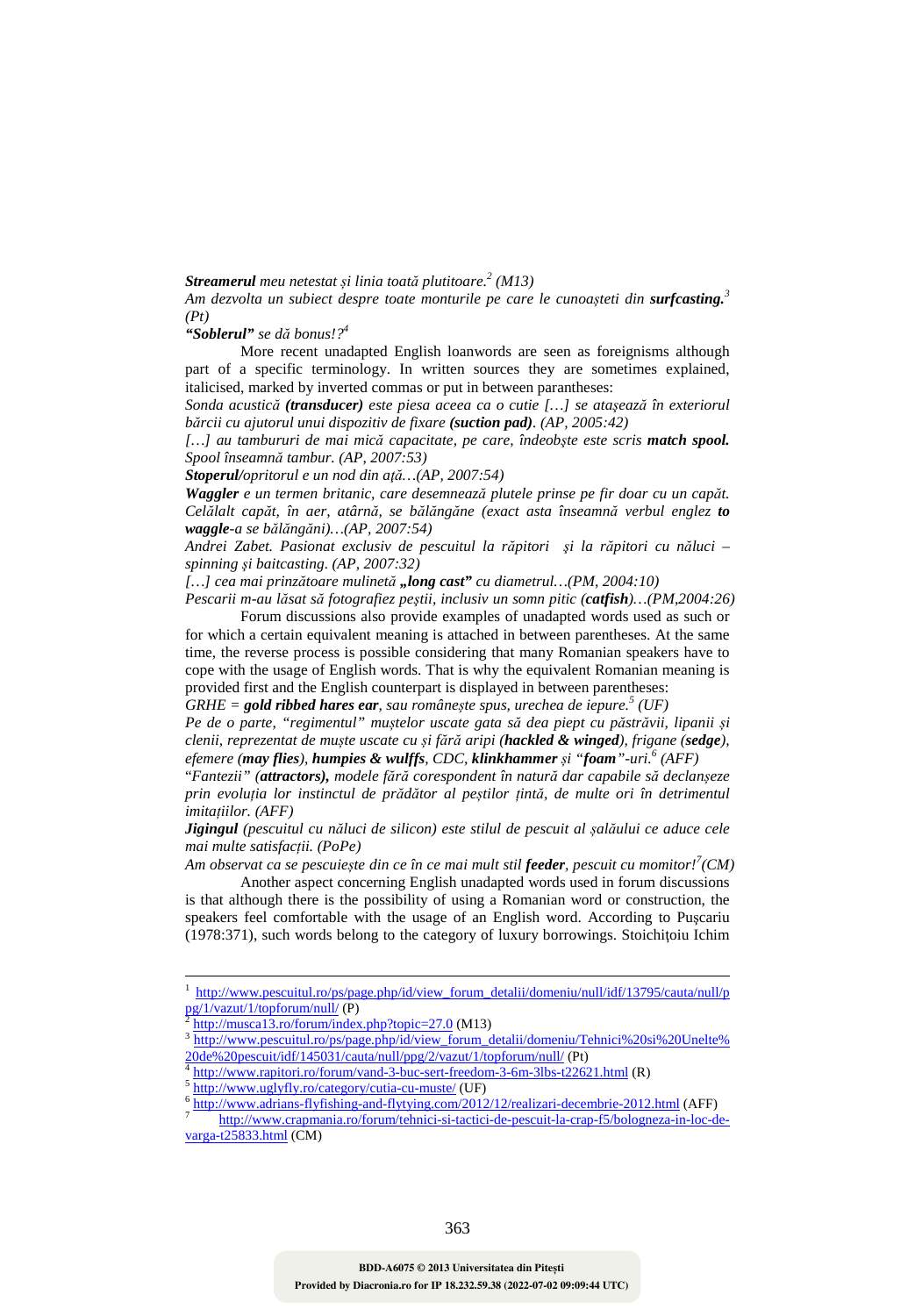***Streamerul*** *meu netestat și linia toată plutitoare.*[2] *(M13)*
*Am dezvolta un subiect despre toate monturile pe care le cunoașteti din* ***surfcasting.***[3] *(Pt)*
***"Soblerul"*** *se dă bonus!?*[4]

More recent unadapted English loanwords are seen as foreignisms although part of a specific terminology. In written sources they are sometimes explained, italicised, marked by inverted commas or put in between parantheses:

*Sonda acustică* ***(transducer)*** *este piesa aceea ca o cutie […] se atașează în exteriorul bărcii cu ajutorul unui dispozitiv de fixare* ***(suction pad)****. (AP, 2005:42)*
*[…] au tambururi de mai mică capacitate, pe care, îndeobște este scris* ***match spool.*** *Spool înseamnă tambur. (AP, 2007:53)*
***Stoperul****/opritorul e un nod din ață…(AP, 2007:54)*
***Waggler*** *e un termen britanic, care desemnează plutele prinse pe fir doar cu un capăt. Celălalt capăt, în aer, atârnă, se bălăngăne (exact asta înseamnă verbul englez* ***to waggle****-a se bălăngăni)…(AP, 2007:54)*
*Andrei Zabet. Pasionat exclusiv de pescuitul la răpitori și la răpitori cu năluci – spinning și baitcasting. (AP, 2007:32)*
*[…] cea mai prinzătoare mulinetă* ***„long cast"*** *cu diametrul…(PM, 2004:10)*
*Pescarii m-au lăsat să fotografiez peștii, inclusiv un somn pitic (****catfish****)…(PM,2004:26)*

Forum discussions also provide examples of unadapted words used as such or for which a certain equivalent meaning is attached in between parentheses. At the same time, the reverse process is possible considering that many Romanian speakers have to cope with the usage of English words. That is why the equivalent Romanian meaning is provided first and the English counterpart is displayed in between parentheses:

*GRHE =* ***gold ribbed hares ear****, sau românește spus, urechea de iepure.*[5] *(UF)*
*Pe de o parte, "regimentul" muștelor uscate gata să dea piept cu păstrăvii, lipanii și clenii, reprezentat de muște uscate cu și fără aripi (****hackled & winged****), frigane (****sedge****), efemere (****may flies****),* ***humpies & wulffs****, CDC,* ***klinkhammer*** *și "****foam****"-uri.*[6] *(AFF)*
*"Fantezii" (****attractors),*** *modele fără corespondent în natură dar capabile să declanșeze prin evoluția lor instinctul de prădător al peștilor țintă, de multe ori în detrimentul imitațiilor. (AFF)*
***Jigingul*** *(pescuitul cu năluci de silicon) este stilul de pescuit al șalăului ce aduce cele mai multe satisfacții. (PoPe)*
*Am observat ca se pescuiește din ce în ce mai mult stil* ***feeder****, pescuit cu momitor!*[7]*(CM)*

Another aspect concerning English unadapted words used in forum discussions is that although there is the possibility of using a Romanian word or construction, the speakers feel comfortable with the usage of an English word. According to Pușcariu (1978:371), such words belong to the category of luxury borrowings. Stoichițoiu Ichim

---

[1] http://www.pescuitul.ro/ps/page.php/id/view_forum_detalii/domeniu/null/idf/13795/cauta/null/ppg/1/vazut/1/topforum/null/ (P)
[2] http://musca13.ro/forum/index.php?topic=27.0 (M13)
[3] http://www.pescuitul.ro/ps/page.php/id/view_forum_detalii/domeniu/Tehnici%20si%20Unelte%20de%20pescuit/idf/145031/cauta/null/ppg/2/vazut/1/topforum/null/ (Pt)
[4] http://www.rapitori.ro/forum/vand-3-buc-sert-freedom-3-6m-3lbs-t22621.html (R)
[5] http://www.uglyfly.ro/category/cutia-cu-muste/ (UF)
[6] http://www.adrians-flyfishing-and-flytying.com/2012/12/realizari-decembrie-2012.html (AFF)
[7] http://www.crapmania.ro/forum/tehnici-si-tactici-de-pescuit-la-crap-f5/bologneza-in-loc-de-varga-t25833.html (CM)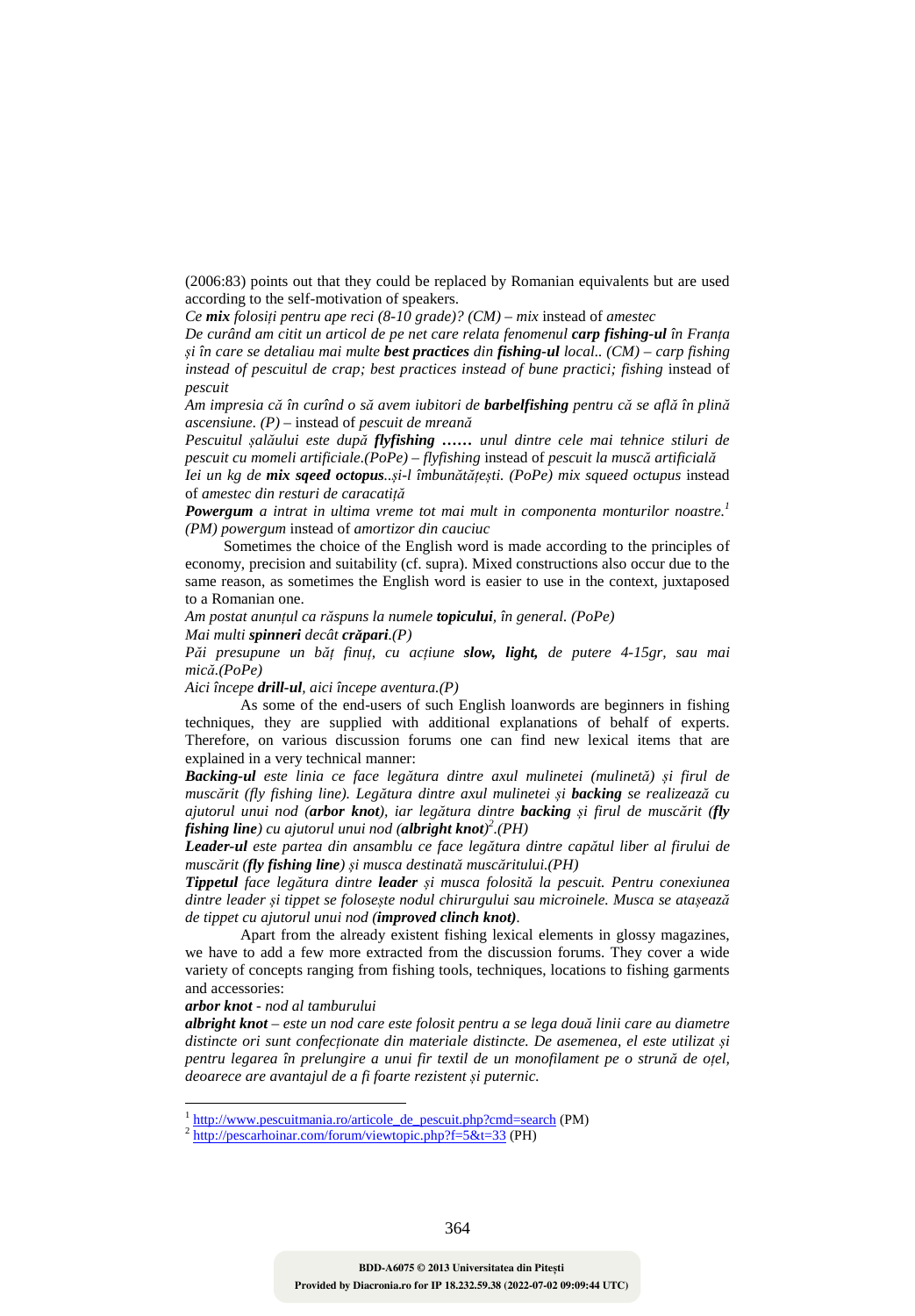(2006:83) points out that they could be replaced by Romanian equivalents but are used according to the self-motivation of speakers.

*Ce **mix** folosiți pentru ape reci (8-10 grade)? (CM)* – *mix* instead of *amestec*

*De curând am citit un articol de pe net care relata fenomenul **carp fishing-ul** în Franța și în care se detaliau mai multe **best practices** din **fishing-ul** local.. (CM) – carp fishing instead of pescuitul de crap; best practices instead of bune practici; fishing* instead of *pescuit*

*Am impresia că în curînd o să avem iubitori de **barbelfishing** pentru că se află în plină ascensiune. (P)* – instead of *pescuit de mreană*

*Pescuitul șalăului este după **flyfishing ……** unul dintre cele mai tehnice stiluri de pescuit cu momeli artificiale.(PoPe) – flyfishing* instead of *pescuit la muscă artificială*

*Iei un kg de **mix sqeed octopus**..și-l îmbunătățești. (PoPe) mix squeed octupus* instead of *amestec din resturi de caracatiță*

***Powergum** a intrat in ultima vreme tot mai mult in componenta monturilor noastre.*[1] *(PM) powergum* instead of *amortizor din cauciuc*

Sometimes the choice of the English word is made according to the principles of economy, precision and suitability (cf. supra). Mixed constructions also occur due to the same reason, as sometimes the English word is easier to use in the context, juxtaposed to a Romanian one.

*Am postat anunțul ca răspuns la numele **topicului**, în general. (PoPe)*

*Mai multi **spinneri** decât **crăpari**.(P)*

*Păi presupune un băț finuț, cu acțiune **slow, light,** de putere 4-15gr, sau mai mică.(PoPe)*

*Aici începe **drill-ul**, aici începe aventura.(P)*

As some of the end-users of such English loanwords are beginners in fishing techniques, they are supplied with additional explanations of behalf of experts. Therefore, on various discussion forums one can find new lexical items that are explained in a very technical manner:

***Backing-ul** este linia ce face legătura dintre axul mulinetei (mulinetă) și firul de muscărit (fly fishing line). Legătura dintre axul mulinetei și **backing** se realizează cu ajutorul unui nod (**arbor knot**), iar legătura dintre **backing** și firul de muscărit (**fly fishing line**) cu ajutorul unui nod (**albright knot**)*[2]*.(PH)*

***Leader-ul** este partea din ansamblu ce face legătura dintre capătul liber al firului de muscărit (**fly fishing line**) și musca destinată muscăritului.(PH)*

***Tippetul** face legătura dintre **leader** și musca folosită la pescuit. Pentru conexiunea dintre leader și tippet se folosește nodul chirurgului sau microinele. Musca se atașează de tippet cu ajutorul unui nod (**improved clinch knot**)*.

Apart from the already existent fishing lexical elements in glossy magazines, we have to add a few more extracted from the discussion forums. They cover a wide variety of concepts ranging from fishing tools, techniques, locations to fishing garments and accessories:

***arbor knot** - nod al tamburului*

***albright knot** – este un nod care este folosit pentru a se lega două linii care au diametre distincte ori sunt confecționate din materiale distincte. De asemenea, el este utilizat și pentru legarea în prelungire a unui fir textil de un monofilament pe o strună de oțel, deoarece are avantajul de a fi foarte rezistent și puternic.*

---

[1] http://www.pescuitmania.ro/articole_de_pescuit.php?cmd=search (PM)

[2] http://pescarhoinar.com/forum/viewtopic.php?f=5&t=33 (PH)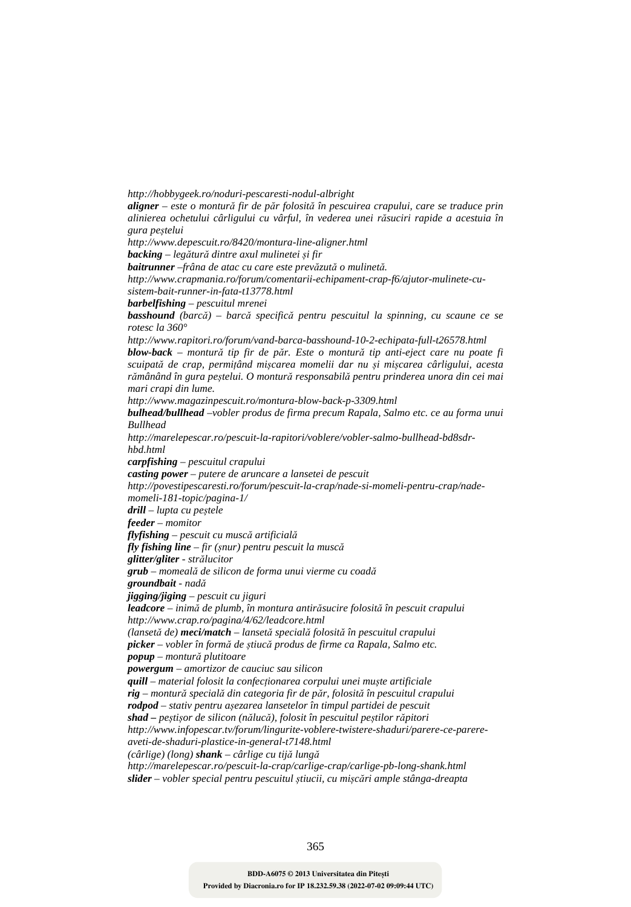*http://hobbygeek.ro/noduri-pescaresti-nodul-albright*

***aligner*** *– este o montură fir de păr folosită în pescuirea crapului, care se traduce prin alinierea ochetului cârligului cu vârful, în vederea unei răsuciri rapide a acestuia în gura peștelui*

*http://www.depescuit.ro/8420/montura-line-aligner.html*

***backing*** *– legătură dintre axul mulinetei și fir*

***baitrunner*** *–frâna de atac cu care este prevăzută o mulinetă.*

*http://www.crapmania.ro/forum/comentarii-echipament-crap-f6/ajutor-mulinete-cu-sistem-bait-runner-in-fata-t13778.html*

***barbelfishing*** *– pescuitul mrenei*

***basshound*** *(barcă) – barcă specifică pentru pescuitul la spinning, cu scaune ce se rotesc la 360°*

*http://www.rapitori.ro/forum/vand-barca-basshound-10-2-echipata-full-t26578.html*

***blow-back*** *– montură tip fir de păr. Este o montură tip anti-eject care nu poate fi scuipată de crap, permițând mișcarea momelii dar nu și mișcarea cârligului, acesta rămânând în gura peștelui. O montură responsabilă pentru prinderea unora din cei mai mari crapi din lume.*

*http://www.magazinpescuit.ro/montura-blow-back-p-3309.html*

***bulhead/bullhead*** *–vobler produs de firma precum Rapala, Salmo etc. ce au forma unui Bullhead*

*http://marelepescar.ro/pescuit-la-rapitori/voblere/vobler-salmo-bullhead-bd8sdr-hbd.html*

***carpfishing*** *– pescuitul crapului*

***casting power*** *– putere de aruncare a lansetei de pescuit*

*http://povestipescaresti.ro/forum/pescuit-la-crap/nade-si-momeli-pentru-crap/nade-momeli-181-topic/pagina-1/*

***drill*** *– lupta cu peștele*

***feeder*** *– momitor*

***flyfishing*** *– pescuit cu muscă artificială*

***fly fishing line*** *– fir (șnur) pentru pescuit la muscă*

***glitter/gliter*** *- strălucitor*

***grub*** *– momeală de silicon de forma unui vierme cu coadă*

***groundbait*** *- nadă*

***jigging/jiging*** *– pescuit cu jiguri*

***leadcore*** *– inimă de plumb, în montura antirăsucire folosită în pescuit crapului*

*http://www.crap.ro/pagina/4/62/leadcore.html*

*(lansetă de)* ***meci/match*** *– lansetă specială folosită în pescuitul crapului*

***picker*** *– vobler în formă de știucă produs de firme ca Rapala, Salmo etc.*

***popup*** *– montură plutitoare*

***powergum*** *– amortizor de cauciuc sau silicon*

***quill*** *– material folosit la confecționarea corpului unei muște artificiale*

***rig*** *– montură specială din categoria fir de păr, folosită în pescuitul crapului*

***rodpod*** *– stativ pentru așezarea lansetelor în timpul partidei de pescuit*

***shad –*** *peștișor de silicon (nălucă), folosit în pescuitul peștilor răpitori*

*http://www.infopescar.tv/forum/lingurite-voblere-twistere-shaduri/parere-ce-parere-aveti-de-shaduri-plastice-in-general-t7148.html*

*(cârlige) (long)* ***shank*** *– cârlige cu tijă lungă*

*http://marelepescar.ro/pescuit-la-crap/carlige-crap/carlige-pb-long-shank.html*

***slider*** *– vobler special pentru pescuitul știucii, cu mișcări ample stânga-dreapta*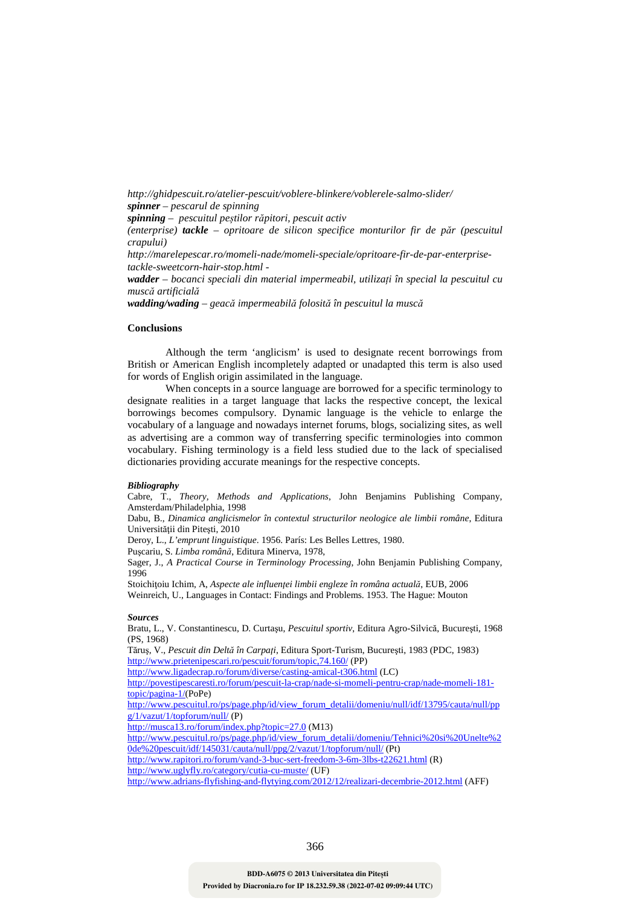*http://ghidpescuit.ro/atelier-pescuit/voblere-blinkere/voblerele-salmo-slider/*
***spinner** – pescarul de spinning*
***spinning** – pescuitul peștilor răpitori, pescuit activ*
*(enterprise) **tackle** – opritoare de silicon specifice monturilor fir de păr (pescuitul crapului)*
*http://marelepescar.ro/momeli-nade/momeli-speciale/opritoare-fir-de-par-enterprise-tackle-sweetcorn-hair-stop.html -*
***wadder** – bocanci speciali din material impermeabil, utilizați în special la pescuitul cu muscă artificială*
***wadding/wading** – geacă impermeabilă folosită în pescuitul la muscă*

## Conclusions

Although the term 'anglicism' is used to designate recent borrowings from British or American English incompletely adapted or unadapted this term is also used for words of English origin assimilated in the language.

When concepts in a source language are borrowed for a specific terminology to designate realities in a target language that lacks the respective concept, the lexical borrowings becomes compulsory. Dynamic language is the vehicle to enlarge the vocabulary of a language and nowadays internet forums, blogs, socializing sites, as well as advertising are a common way of transferring specific terminologies into common vocabulary. Fishing terminology is a field less studied due to the lack of specialised dictionaries providing accurate meanings for the respective concepts.

### *Bibliography*

Cabre, T., *Theory, Methods and Applications*, John Benjamins Publishing Company, Amsterdam/Philadelphia, 1998
Dabu, B., *Dinamica anglicismelor în contextul structurilor neologice ale limbii române*, Editura Universității din Pitești, 2010
Deroy, L., *L'emprunt linguistique*. 1956. París: Les Belles Lettres, 1980.
Pușcariu, S. *Limba română*, Editura Minerva, 1978,
Sager, J., *A Practical Course in Terminology Processing*, John Benjamin Publishing Company, 1996
Stoichițoiu Ichim, A, *Aspecte ale influenței limbii engleze în româna actuală*, EUB, 2006
Weinreich, U., Languages in Contact: Findings and Problems. 1953. The Hague: Mouton

### *Sources*

Bratu, L., V. Constantinescu, D. Curtașu, *Pescuitul sportiv*, Editura Agro-Silvică, București, 1968 (PS, 1968)
Tăruș, V., *Pescuit din Deltă în Carpați*, Editura Sport-Turism, București, 1983 (PDC, 1983)
http://www.prietenipescari.ro/pescuit/forum/topic,74.160/ (PP)
http://www.ligadecrap.ro/forum/diverse/casting-amical-t306.html (LC)
http://povestipescaresti.ro/forum/pescuit-la-crap/nade-si-momeli-pentru-crap/nade-momeli-181-topic/pagina-1/(PoPe)
http://www.pescuitul.ro/ps/page.php/id/view_forum_detalii/domeniu/null/idf/13795/cauta/null/ppg/1/vazut/1/topforum/null/ (P)
http://musca13.ro/forum/index.php?topic=27.0 (M13)
http://www.pescuitul.ro/ps/page.php/id/view_forum_detalii/domeniu/Tehnici%20si%20Unelte%20de%20pescuit/idf/145031/cauta/null/ppg/2/vazut/1/topforum/null/ (Pt)
http://www.rapitori.ro/forum/vand-3-buc-sert-freedom-3-6m-3lbs-t22621.html (R)
http://www.uglyfly.ro/category/cutia-cu-muste/ (UF)
http://www.adrians-flyfishing-and-flytying.com/2012/12/realizari-decembrie-2012.html (AFF)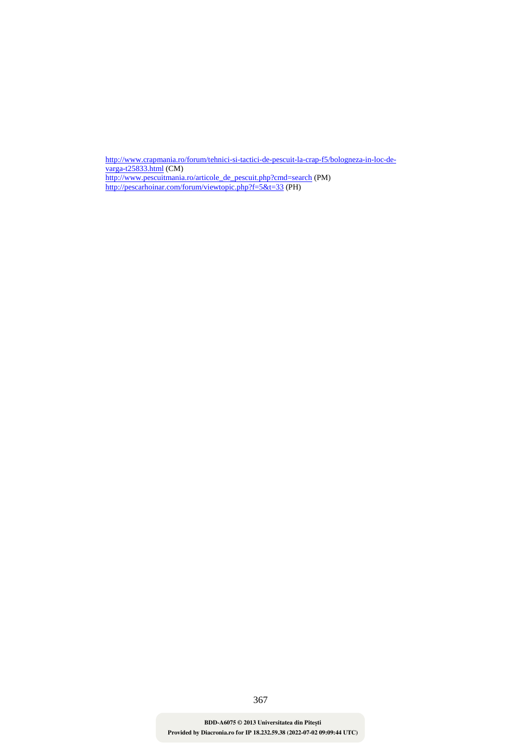http://www.crapmania.ro/forum/tehnici-si-tactici-de-pescuit-la-crap-f5/bologneza-in-loc-de-varga-t25833.html (CM)
http://www.pescuitmania.ro/articole_de_pescuit.php?cmd=search (PM)
http://pescarhoinar.com/forum/viewtopic.php?f=5&t=33 (PH)